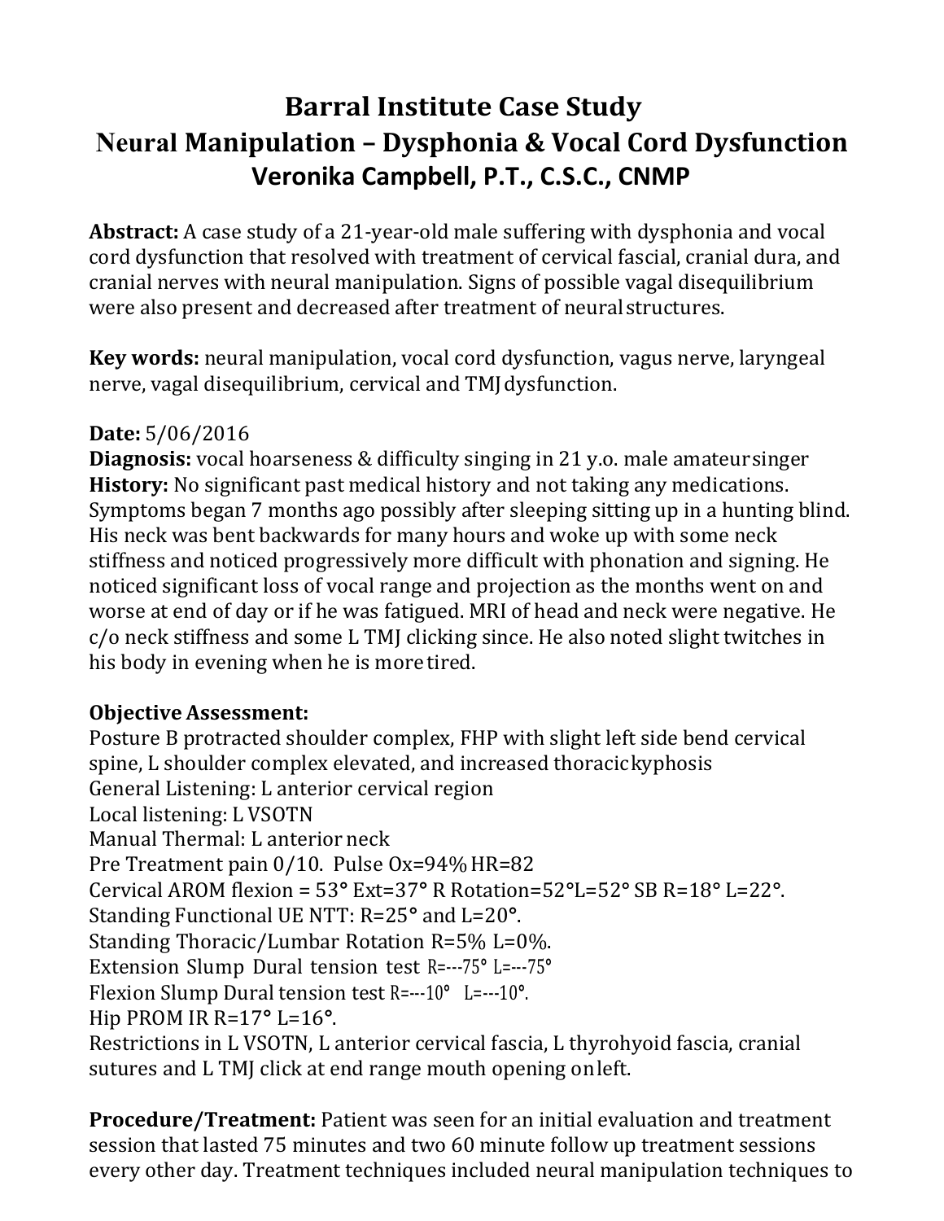# Barral Institute Case Study
## Neural Manipulation – Dysphonia & Vocal Cord Dysfunction
### Veronika Campbell, P.T., C.S.C., CNMP

**Abstract:** A case study of a 21-year-old male suffering with dysphonia and vocal cord dysfunction that resolved with treatment of cervical fascial, cranial dura, and cranial nerves with neural manipulation. Signs of possible vagal disequilibrium were also present and decreased after treatment of neural structures.

**Key words:** neural manipulation, vocal cord dysfunction, vagus nerve, laryngeal nerve, vagal disequilibrium, cervical and TMJ dysfunction.

**Date:** 5/06/2016
**Diagnosis:** vocal hoarseness & difficulty singing in 21 y.o. male amateur singer
**History:** No significant past medical history and not taking any medications. Symptoms began 7 months ago possibly after sleeping sitting up in a hunting blind. His neck was bent backwards for many hours and woke up with some neck stiffness and noticed progressively more difficult with phonation and signing. He noticed significant loss of vocal range and projection as the months went on and worse at end of day or if he was fatigued. MRI of head and neck were negative. He c/o neck stiffness and some L TMJ clicking since. He also noted slight twitches in his body in evening when he is more tired.

**Objective Assessment:**
Posture B protracted shoulder complex, FHP with slight left side bend cervical spine, L shoulder complex elevated, and increased thoracic kyphosis
General Listening: L anterior cervical region
Local listening: L VSOTN
Manual Thermal: L anterior neck
Pre Treatment pain 0/10. Pulse Ox=94% HR=82
Cervical AROM flexion = 53° Ext=37° R Rotation=52° L=52° SB R=18° L=22°.
Standing Functional UE NTT: R=25° and L=20°.
Standing Thoracic/Lumbar Rotation R=5% L=0%.
Extension Slump Dural tension test R=---75° L=---75°
Flexion Slump Dural tension test R=---10° L=---10°.
Hip PROM IR R=17° L=16°.
Restrictions in L VSOTN, L anterior cervical fascia, L thyrohyoid fascia, cranial sutures and L TMJ click at end range mouth opening on left.

**Procedure/Treatment:** Patient was seen for an initial evaluation and treatment session that lasted 75 minutes and two 60 minute follow up treatment sessions every other day. Treatment techniques included neural manipulation techniques to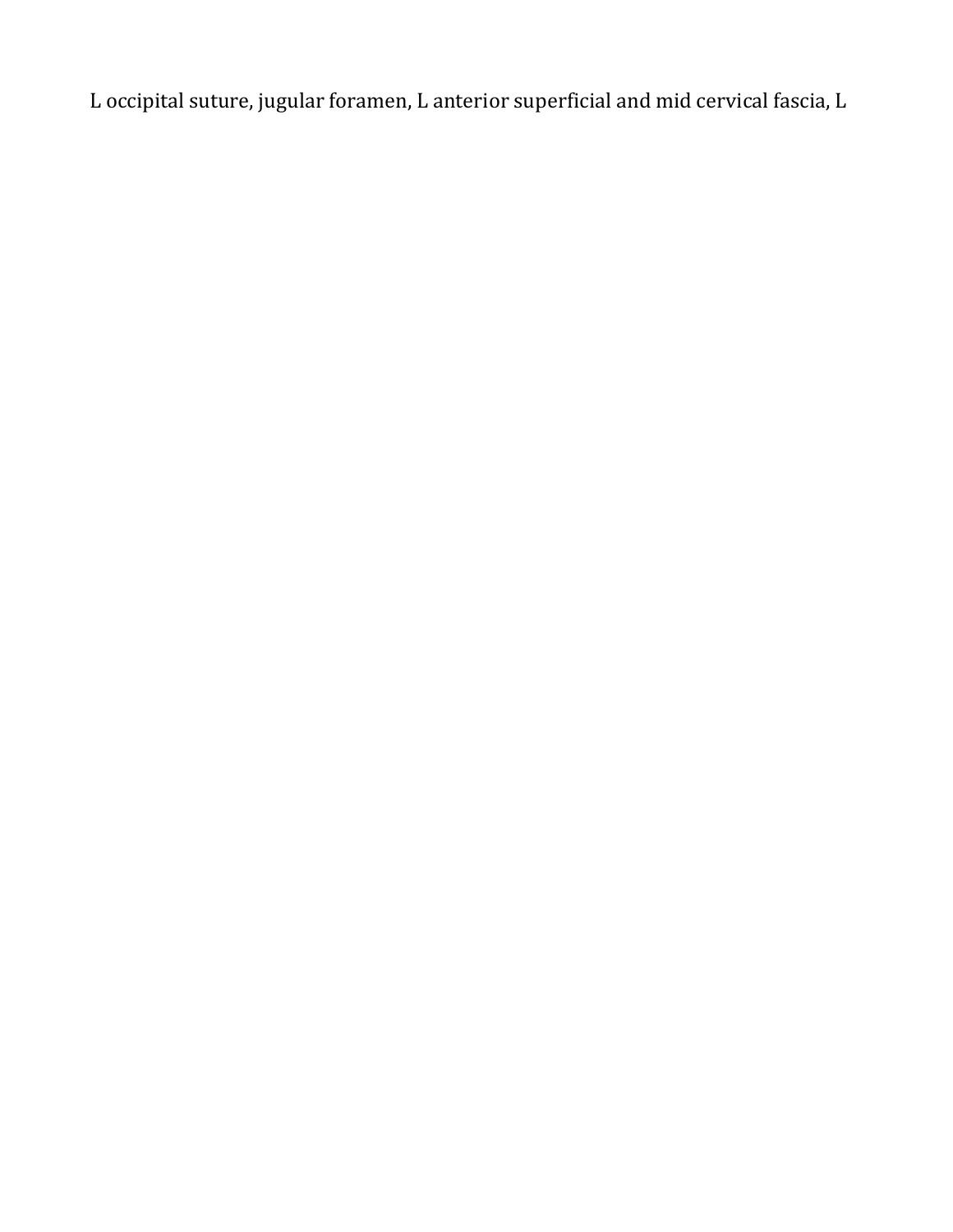L occipital suture, jugular foramen, L anterior superficial and mid cervical fascia, L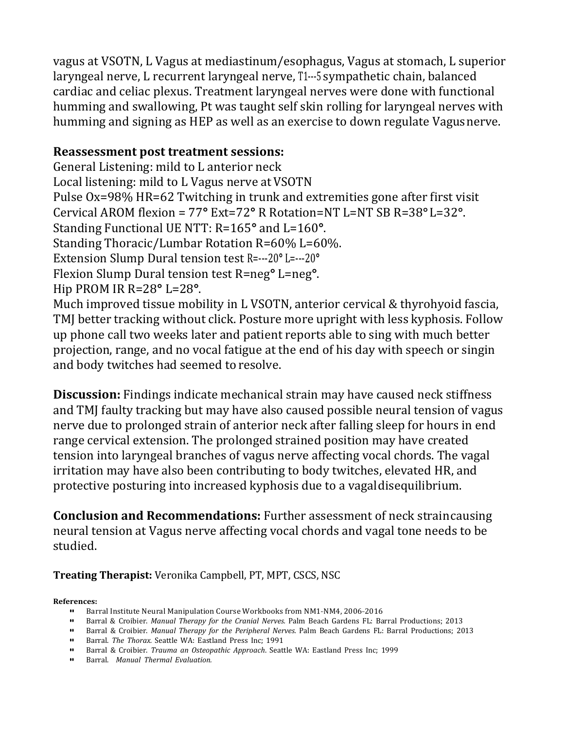vagus at VSOTN, L Vagus at mediastinum/esophagus, Vagus at stomach, L superior laryngeal nerve, L recurrent laryngeal nerve, T1---5 sympathetic chain, balanced cardiac and celiac plexus. Treatment laryngeal nerves were done with functional humming and swallowing, Pt was taught self skin rolling for laryngeal nerves with humming and signing as HEP as well as an exercise to down regulate Vagus nerve.

**Reassessment post treatment sessions:**
General Listening: mild to L anterior neck
Local listening: mild to L Vagus nerve at VSOTN
Pulse Ox=98% HR=62 Twitching in trunk and extremities gone after first visit
Cervical AROM flexion = 77° Ext=72° R Rotation=NT L=NT SB R=38° L=32°.
Standing Functional UE NTT: R=165° and L=160°.
Standing Thoracic/Lumbar Rotation R=60% L=60%.
Extension Slump Dural tension test R=---20° L=---20°
Flexion Slump Dural tension test R=neg° L=neg°.
Hip PROM IR R=28° L=28°.
Much improved tissue mobility in L VSOTN, anterior cervical & thyrohyoid fascia, TMJ better tracking without click. Posture more upright with less kyphosis. Follow up phone call two weeks later and patient reports able to sing with much better projection, range, and no vocal fatigue at the end of his day with speech or singin and body twitches had seemed to resolve.

**Discussion:** Findings indicate mechanical strain may have caused neck stiffness and TMJ faulty tracking but may have also caused possible neural tension of vagus nerve due to prolonged strain of anterior neck after falling sleep for hours in end range cervical extension. The prolonged strained position may have created tension into laryngeal branches of vagus nerve affecting vocal chords. The vagal irritation may have also been contributing to body twitches, elevated HR, and protective posturing into increased kyphosis due to a vagal disequilibrium.

**Conclusion and Recommendations:** Further assessment of neck strain causing neural tension at Vagus nerve affecting vocal chords and vagal tone needs to be studied.

**Treating Therapist:** Veronika Campbell, PT, MPT, CSCS, NSC

**References:**

- Barral Institute Neural Manipulation Course Workbooks from NM1-NM4, 2006-2016
- Barral & Croibier. *Manual Therapy for the Cranial Nerves.* Palm Beach Gardens FL: Barral Productions; 2013
- Barral & Croibier. *Manual Therapy for the Peripheral Nerves.* Palm Beach Gardens FL: Barral Productions; 2013
- Barral. *The Thorax.* Seattle WA: Eastland Press Inc; 1991
- Barral & Croibier. *Trauma an Osteopathic Approach.* Seattle WA: Eastland Press Inc; 1999
- Barral. *Manual Thermal Evaluation.*